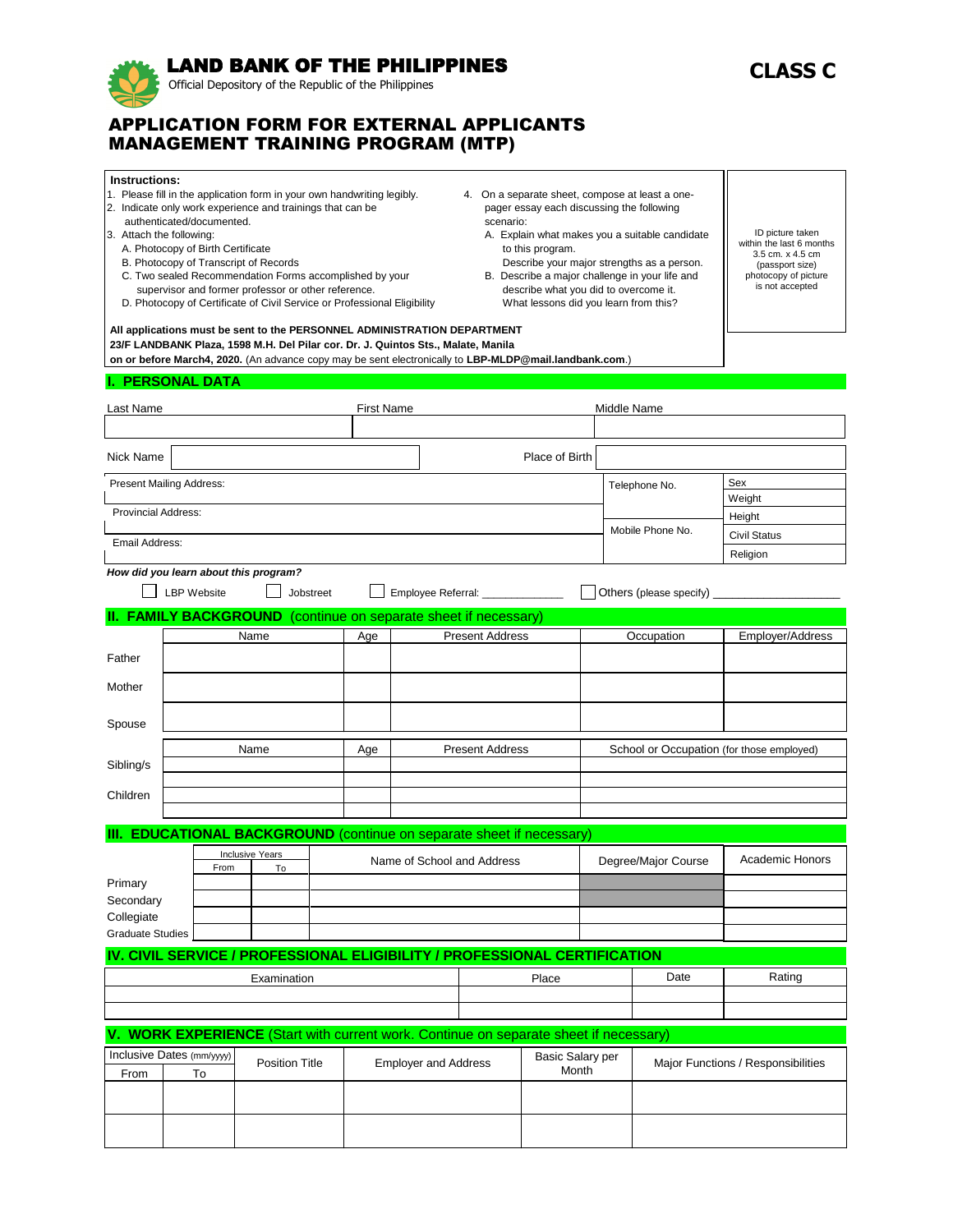# LAND BANK OF THE PHILIPPINES

Official Depository of the Republic of the Philippines

**CLASS C**

## APPLICATION FORM FOR EXTERNAL APPLICANTS
## MANAGEMENT TRAINING PROGRAM (MTP)

**Instructions:**

1. Please fill in the application form in your own handwriting legibly.
2. Indicate only work experience and trainings that can be authenticated/documented.
3. Attach the following:
   - A. Photocopy of Birth Certificate
   - B. Photocopy of Transcript of Records
   - C. Two sealed Recommendation Forms accomplished by your supervisor and former professor or other reference.
   - D. Photocopy of Certificate of Civil Service or Professional Eligibility
4. On a separate sheet, compose at least a one-pager essay each discussing the following scenario:
   - A. Explain what makes you a suitable candidate to this program. Describe your major strengths as a person.
   - B. Describe a major challenge in your life and describe what you did to overcome it. What lessons did you learn from this?

ID picture taken within the last 6 months 3.5 cm. x 4.5 cm (passport size) photocopy of picture is not accepted

**All applications must be sent to the PERSONNEL ADMINISTRATION DEPARTMENT**
**23/F LANDBANK Plaza, 1598 M.H. Del Pilar cor. Dr. J. Quintos Sts., Malate, Manila**
**on or before March4, 2020.** (An advance copy may be sent electronically to **LBP-MLDP@mail.landbank.com**.)

## I. PERSONAL DATA

| Last Name | First Name | Middle Name |
|---|---|---|
| | | |

| Nick Name | | Place of Birth | |
|---|---|---|---|

| Present Mailing Address: | Telephone No. | Sex |
|---|---|---|
| | | Weight |
| Provincial Address: | Mobile Phone No. | Height |
| | | Civil Status |
| Email Address: | | Religion |

*How did you learn about this program?*

☐ LBP Website ☐ Jobstreet ☐ Employee Referral: ____________ ☐ Others (please specify) __________________

## II. FAMILY BACKGROUND (continue on separate sheet if necessary)

| | Name | Age | Present Address | Occupation | Employer/Address |
|---|---|---|---|---|---|
| Father | | | | | |
| Mother | | | | | |
| Spouse | | | | | |

| | Name | Age | Present Address | School or Occupation (for those employed) |
|---|---|---|---|---|
| Sibling/s | | | | |
| | | | | |
| Children | | | | |
| | | | | |

## III. EDUCATIONAL BACKGROUND (continue on separate sheet if necessary)

| | Inclusive Years | | Name of School and Address | Degree/Major Course | Academic Honors |
|---|---|---|---|---|---|
| | From | To | | | |
| Primary | | | | | |
| Secondary | | | | | |
| Collegiate | | | | | |
| Graduate Studies | | | | | |

## IV. CIVIL SERVICE / PROFESSIONAL ELIGIBILITY / PROFESSIONAL CERTIFICATION

| Examination | Place | Date | Rating |
|---|---|---|---|
| | | | |
| | | | |

## V. WORK EXPERIENCE (Start with current work. Continue on separate sheet if necessary)

| Inclusive Dates (mm/yyyy) | | Position Title | Employer and Address | Basic Salary per Month | Major Functions / Responsibilities |
|---|---|---|---|---|---|
| From | To | | | | |
| | | | | | |
| | | | | | |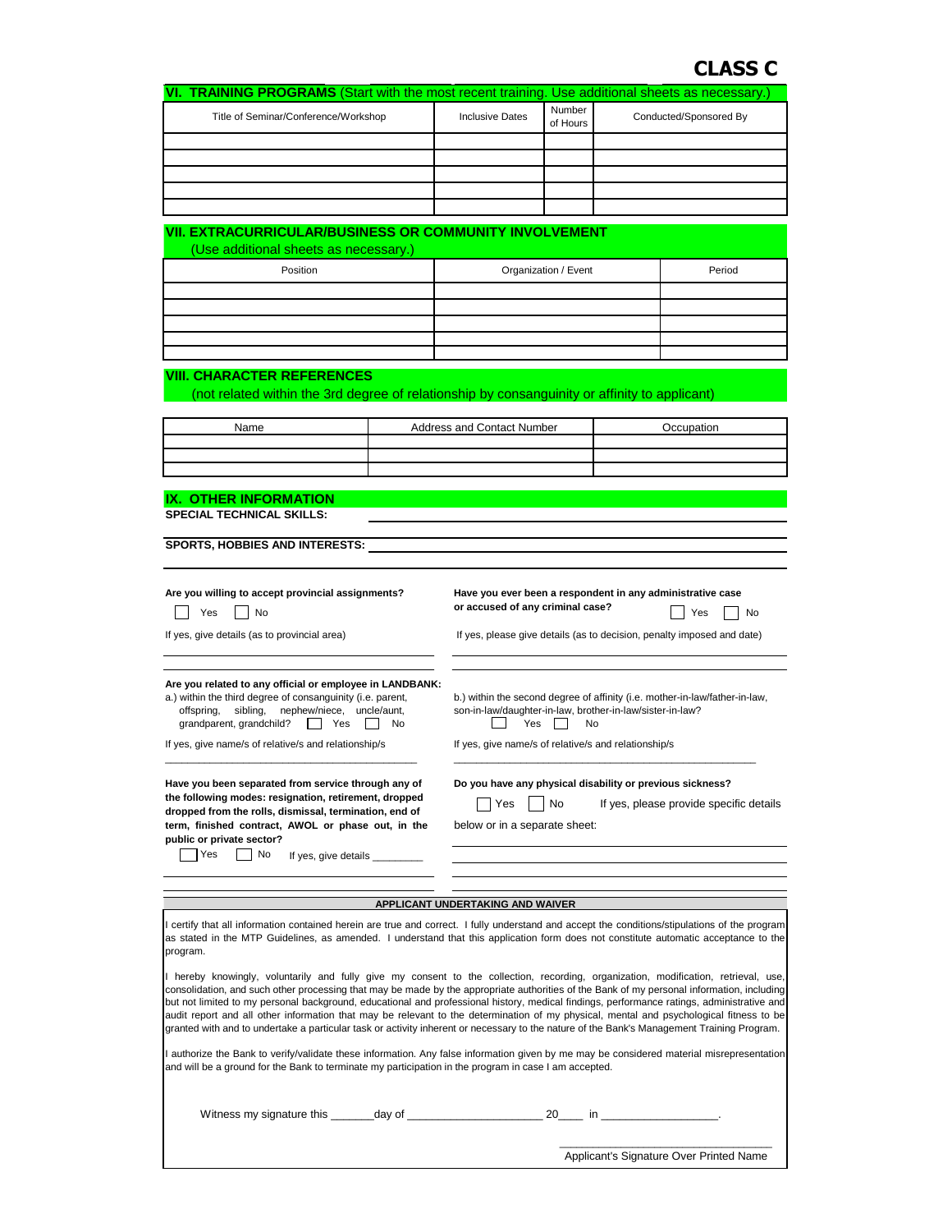# CLASS C

## VI. TRAINING PROGRAMS (Start with the most recent training. Use additional sheets as necessary.)

| Title of Seminar/Conference/Workshop | Inclusive Dates | Number of Hours | Conducted/Sponsored By |
|---|---|---|---|
| | | | |
| | | | |
| | | | |
| | | | |
| | | | |

## VII. EXTRACURRICULAR/BUSINESS OR COMMUNITY INVOLVEMENT

(Use additional sheets as necessary.)

| Position | Organization / Event | Period |
|---|---|---|
| | | |
| | | |
| | | |
| | | |
| | | |

## VIII. CHARACTER REFERENCES

(not related within the 3rd degree of relationship by consanguinity or affinity to applicant)

| Name | Address and Contact Number | Occupation |
|---|---|---|
| | | |
| | | |
| | | |

## IX. OTHER INFORMATION

**SPECIAL TECHNICAL SKILLS:** ____________________

**SPORTS, HOBBIES AND INTERESTS:** ____________________

**Are you willing to accept provincial assignments?**

☐ Yes ☐ No

If yes, give details (as to provincial area)

____________________

**Have you ever been a respondent in any administrative case or accused of any criminal case?**

☐ Yes ☐ No

If yes, please give details (as to decision, penalty imposed and date)

____________________

**Are you related to any official or employee in LANDBANK:**

a.) within the third degree of consanguinity (i.e. parent, offspring, sibling, nephew/niece, uncle/aunt, grandparent, grandchild? ☐ Yes ☐ No

If yes, give name/s of relative/s and relationship/s

____________________

b.) within the second degree of affinity (i.e. mother-in-law/father-in-law, son-in-law/daughter-in-law, brother-in-law/sister-in-law?

☐ Yes ☐ No

If yes, give name/s of relative/s and relationship/s

____________________

**Have you been separated from service through any of the following modes: resignation, retirement, dropped dropped from the rolls, dismissal, termination, end of term, finished contract, AWOL or phase out, in the public or private sector?**

☐ Yes ☐ No If yes, give details ________

____________________

**Do you have any physical disability or previous sickness?**

☐ Yes ☐ No If yes, please provide specific details below or in a separate sheet:

____________________

### APPLICANT UNDERTAKING AND WAIVER

I certify that all information contained herein are true and correct. I fully understand and accept the conditions/stipulations of the program as stated in the MTP Guidelines, as amended. I understand that this application form does not constitute automatic acceptance to the program.

I hereby knowingly, voluntarily and fully give my consent to the collection, recording, organization, modification, retrieval, use, consolidation, and such other processing that may be made by the appropriate authorities of the Bank of my personal information, including but not limited to my personal background, educational and professional history, medical findings, performance ratings, administrative and audit report and all other information that may be relevant to the determination of my physical, mental and psychological fitness to be granted with and to undertake a particular task or activity inherent or necessary to the nature of the Bank's Management Training Program.

I authorize the Bank to verify/validate these information. Any false information given by me may be considered material misrepresentation and will be a ground for the Bank to terminate my participation in the program in case I am accepted.

Witness my signature this _______day of _____________________ 20____ in __________________.

_________________________________

Applicant's Signature Over Printed Name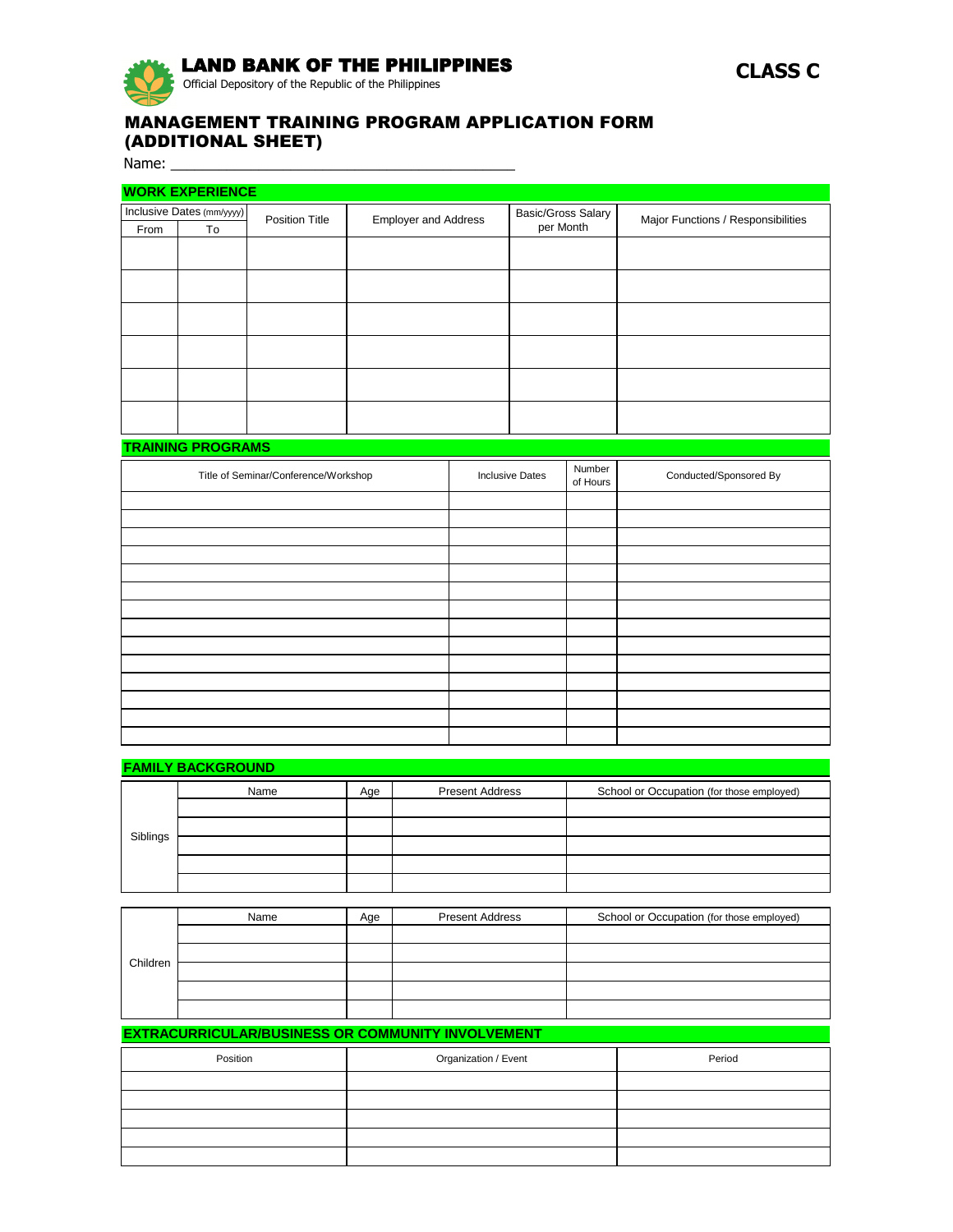**LAND BANK OF THE PHILIPPINES**
Official Depository of the Republic of the Philippines

**CLASS C**

# MANAGEMENT TRAINING PROGRAM APPLICATION FORM (ADDITIONAL SHEET)

Name: ___________________________________________

## WORK EXPERIENCE

| Inclusive Dates (mm/yyyy) | | Position Title | Employer and Address | Basic/Gross Salary per Month | Major Functions / Responsibilities |
|---|---|---|---|---|---|
| From | To | | | | |
| | | | | | |
| | | | | | |
| | | | | | |
| | | | | | |
| | | | | | |
| | | | | | |

## TRAINING PROGRAMS

| Title of Seminar/Conference/Workshop | Inclusive Dates | Number of Hours | Conducted/Sponsored By |
|---|---|---|---|
| | | | |
| | | | |
| | | | |
| | | | |
| | | | |
| | | | |
| | | | |
| | | | |
| | | | |
| | | | |
| | | | |
| | | | |
| | | | |
| | | | |

## FAMILY BACKGROUND

| | Name | Age | Present Address | School or Occupation (for those employed) |
|---|---|---|---|---|
| Siblings | | | | |
| | | | | |
| | | | | |
| | | | | |
| | | | | |

| | Name | Age | Present Address | School or Occupation (for those employed) |
|---|---|---|---|---|
| Children | | | | |
| | | | | |
| | | | | |
| | | | | |
| | | | | |

## EXTRACURRICULAR/BUSINESS OR COMMUNITY INVOLVEMENT

| Position | Organization / Event | Period |
|---|---|---|
| | | |
| | | |
| | | |
| | | |
| | | |